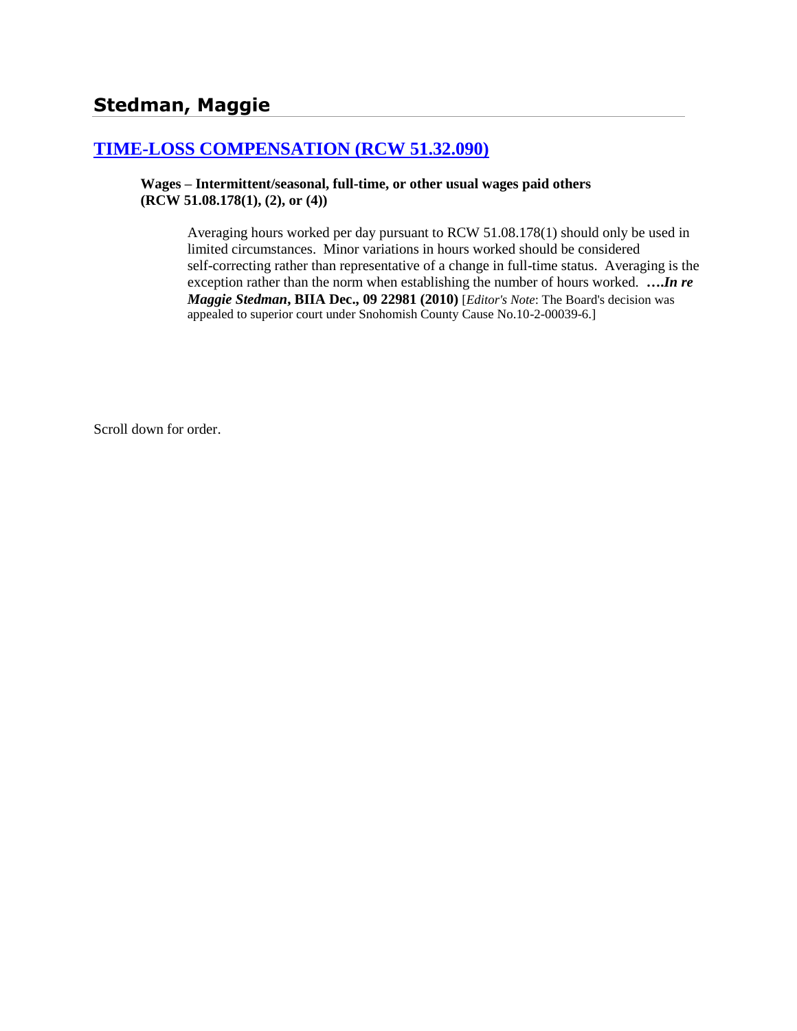# Stedman, Maggie

## [TIME-LOSS COMPENSATION (RCW 51.32.090)]()

**Wages – Intermittent/seasonal, full-time, or other usual wages paid others (RCW 51.08.178(1), (2), or (4))**

> Averaging hours worked per day pursuant to RCW 51.08.178(1) should only be used in limited circumstances. Minor variations in hours worked should be considered self-correcting rather than representative of a change in full-time status. Averaging is the exception rather than the norm when establishing the number of hours worked. ***….In re Maggie Stedman*, BIIA Dec., 09 22981 (2010)** [*Editor's Note*: The Board's decision was appealed to superior court under Snohomish County Cause No.10-2-00039-6.]

Scroll down for order.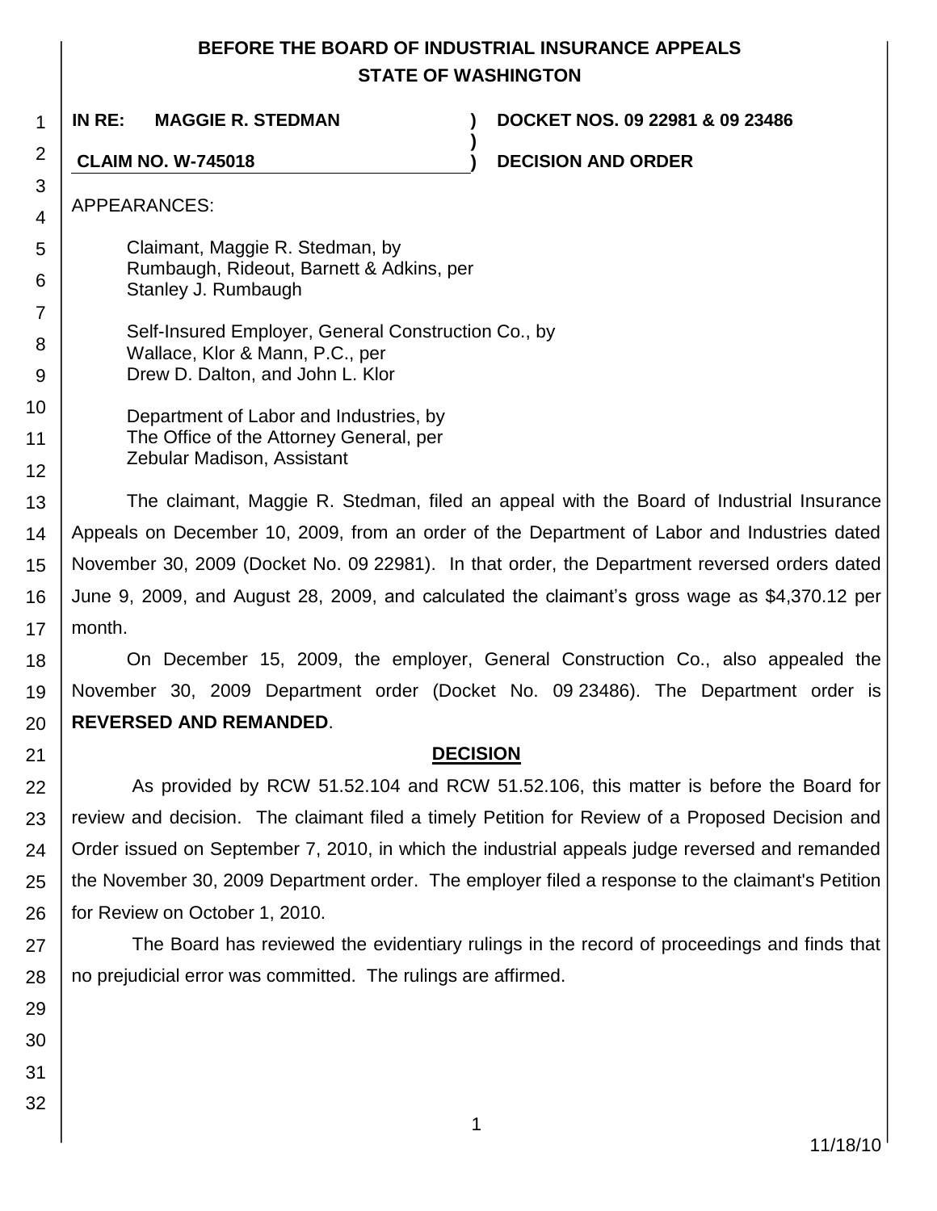**BEFORE THE BOARD OF INDUSTRIAL INSURANCE APPEALS**
**STATE OF WASHINGTON**

| | | |
|---|---|---|
| **IN RE: MAGGIE R. STEDMAN** | **)** | **DOCKET NOS. 09 22981 & 09 23486** |
| | **)** | |
| **CLAIM NO. W-745018** | **)** | **DECISION AND ORDER** |

APPEARANCES:

Claimant, Maggie R. Stedman, by
Rumbaugh, Rideout, Barnett & Adkins, per
Stanley J. Rumbaugh

Self-Insured Employer, General Construction Co., by
Wallace, Klor & Mann, P.C., per
Drew D. Dalton, and John L. Klor

Department of Labor and Industries, by
The Office of the Attorney General, per
Zebular Madison, Assistant

The claimant, Maggie R. Stedman, filed an appeal with the Board of Industrial Insurance Appeals on December 10, 2009, from an order of the Department of Labor and Industries dated November 30, 2009 (Docket No. 09 22981). In that order, the Department reversed orders dated June 9, 2009, and August 28, 2009, and calculated the claimant's gross wage as $4,370.12 per month.

On December 15, 2009, the employer, General Construction Co., also appealed the November 30, 2009 Department order (Docket No. 09 23486). The Department order is **REVERSED AND REMANDED**.

## DECISION

As provided by RCW 51.52.104 and RCW 51.52.106, this matter is before the Board for review and decision. The claimant filed a timely Petition for Review of a Proposed Decision and Order issued on September 7, 2010, in which the industrial appeals judge reversed and remanded the November 30, 2009 Department order. The employer filed a response to the claimant's Petition for Review on October 1, 2010.

The Board has reviewed the evidentiary rulings in the record of proceedings and finds that no prejudicial error was committed. The rulings are affirmed.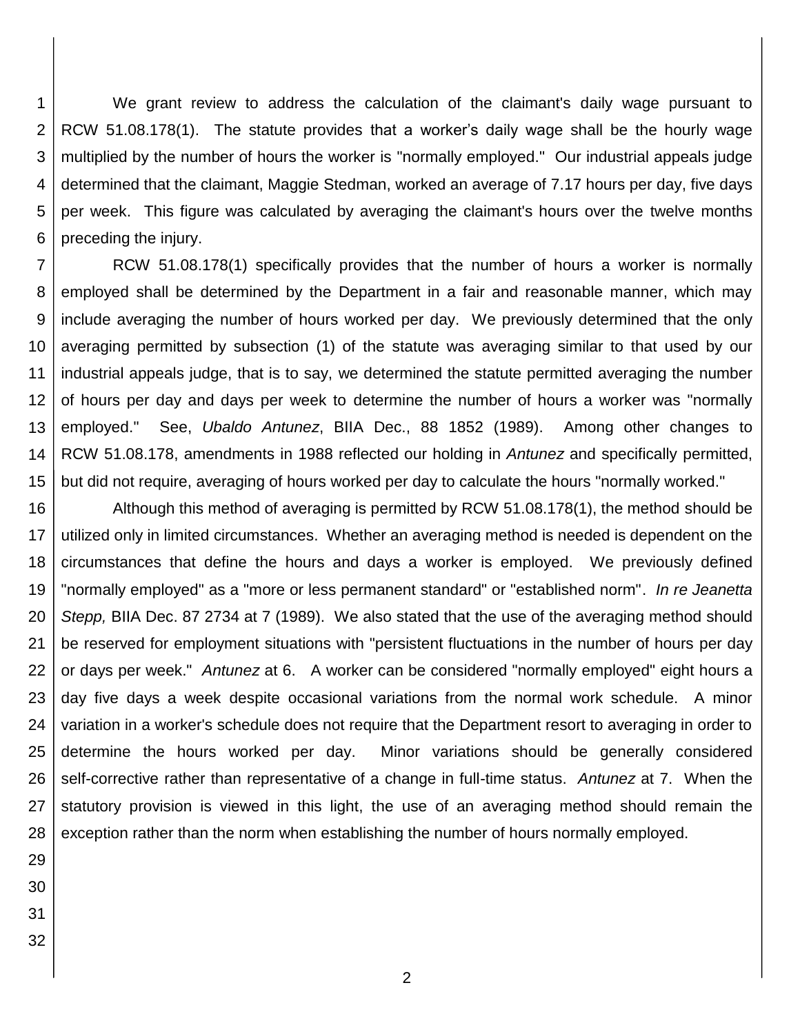We grant review to address the calculation of the claimant's daily wage pursuant to RCW 51.08.178(1). The statute provides that a worker's daily wage shall be the hourly wage multiplied by the number of hours the worker is "normally employed." Our industrial appeals judge determined that the claimant, Maggie Stedman, worked an average of 7.17 hours per day, five days per week. This figure was calculated by averaging the claimant's hours over the twelve months preceding the injury.

RCW 51.08.178(1) specifically provides that the number of hours a worker is normally employed shall be determined by the Department in a fair and reasonable manner, which may include averaging the number of hours worked per day. We previously determined that the only averaging permitted by subsection (1) of the statute was averaging similar to that used by our industrial appeals judge, that is to say, we determined the statute permitted averaging the number of hours per day and days per week to determine the number of hours a worker was "normally employed." See, *Ubaldo Antunez*, BIIA Dec., 88 1852 (1989). Among other changes to RCW 51.08.178, amendments in 1988 reflected our holding in *Antunez* and specifically permitted, but did not require, averaging of hours worked per day to calculate the hours "normally worked."

Although this method of averaging is permitted by RCW 51.08.178(1), the method should be utilized only in limited circumstances. Whether an averaging method is needed is dependent on the circumstances that define the hours and days a worker is employed. We previously defined "normally employed" as a "more or less permanent standard" or "established norm". *In re Jeanetta Stepp,* BIIA Dec. 87 2734 at 7 (1989). We also stated that the use of the averaging method should be reserved for employment situations with "persistent fluctuations in the number of hours per day or days per week." *Antunez* at 6. A worker can be considered "normally employed" eight hours a day five days a week despite occasional variations from the normal work schedule. A minor variation in a worker's schedule does not require that the Department resort to averaging in order to determine the hours worked per day. Minor variations should be generally considered self-corrective rather than representative of a change in full-time status. *Antunez* at 7. When the statutory provision is viewed in this light, the use of an averaging method should remain the exception rather than the norm when establishing the number of hours normally employed.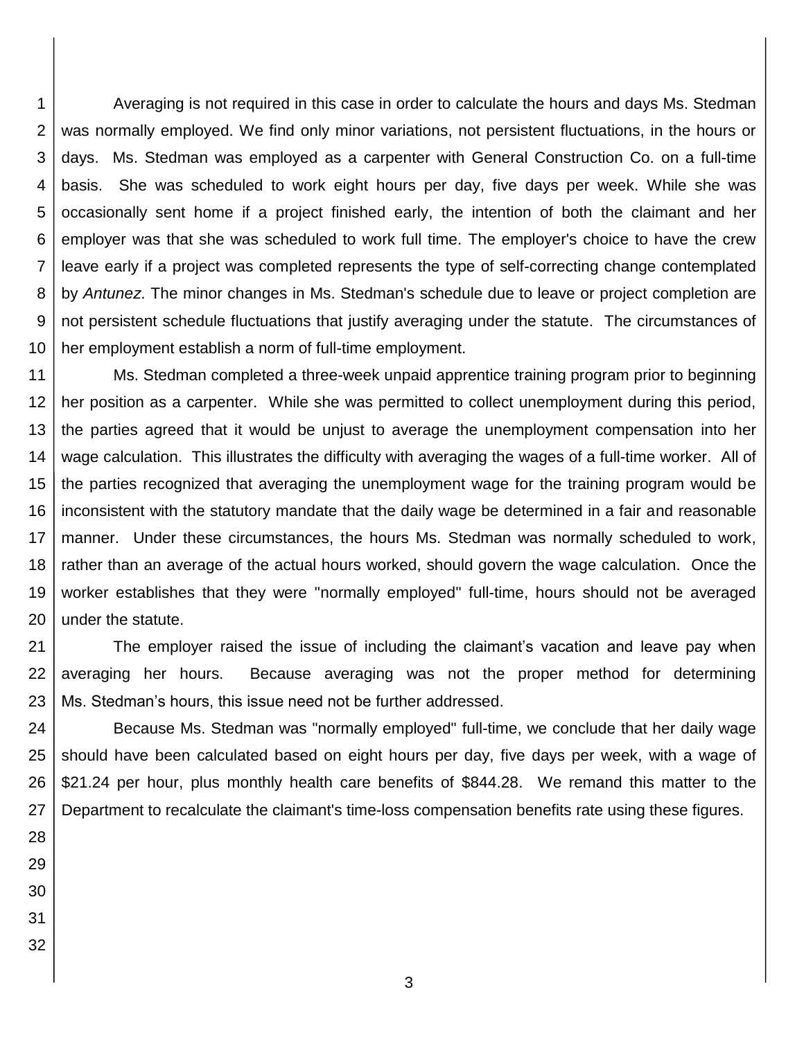Averaging is not required in this case in order to calculate the hours and days Ms. Stedman was normally employed. We find only minor variations, not persistent fluctuations, in the hours or days. Ms. Stedman was employed as a carpenter with General Construction Co. on a full-time basis. She was scheduled to work eight hours per day, five days per week. While she was occasionally sent home if a project finished early, the intention of both the claimant and her employer was that she was scheduled to work full time. The employer's choice to have the crew leave early if a project was completed represents the type of self-correcting change contemplated by *Antunez*. The minor changes in Ms. Stedman's schedule due to leave or project completion are not persistent schedule fluctuations that justify averaging under the statute. The circumstances of her employment establish a norm of full-time employment.

Ms. Stedman completed a three-week unpaid apprentice training program prior to beginning her position as a carpenter. While she was permitted to collect unemployment during this period, the parties agreed that it would be unjust to average the unemployment compensation into her wage calculation. This illustrates the difficulty with averaging the wages of a full-time worker. All of the parties recognized that averaging the unemployment wage for the training program would be inconsistent with the statutory mandate that the daily wage be determined in a fair and reasonable manner. Under these circumstances, the hours Ms. Stedman was normally scheduled to work, rather than an average of the actual hours worked, should govern the wage calculation. Once the worker establishes that they were "normally employed" full-time, hours should not be averaged under the statute.

The employer raised the issue of including the claimant's vacation and leave pay when averaging her hours. Because averaging was not the proper method for determining Ms. Stedman's hours, this issue need not be further addressed.

Because Ms. Stedman was "normally employed" full-time, we conclude that her daily wage should have been calculated based on eight hours per day, five days per week, with a wage of $21.24 per hour, plus monthly health care benefits of $844.28. We remand this matter to the Department to recalculate the claimant's time-loss compensation benefits rate using these figures.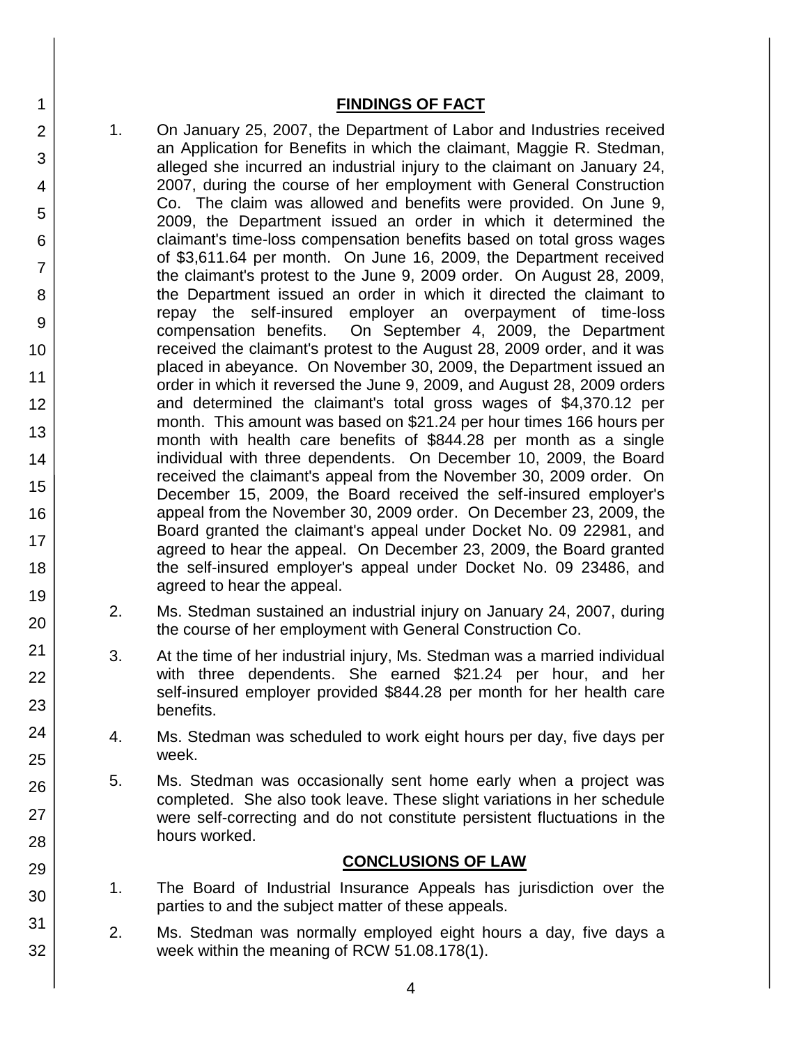## FINDINGS OF FACT

1. On January 25, 2007, the Department of Labor and Industries received an Application for Benefits in which the claimant, Maggie R. Stedman, alleged she incurred an industrial injury to the claimant on January 24, 2007, during the course of her employment with General Construction Co. The claim was allowed and benefits were provided. On June 9, 2009, the Department issued an order in which it determined the claimant's time-loss compensation benefits based on total gross wages of $3,611.64 per month. On June 16, 2009, the Department received the claimant's protest to the June 9, 2009 order. On August 28, 2009, the Department issued an order in which it directed the claimant to repay the self-insured employer an overpayment of time-loss compensation benefits. On September 4, 2009, the Department received the claimant's protest to the August 28, 2009 order, and it was placed in abeyance. On November 30, 2009, the Department issued an order in which it reversed the June 9, 2009, and August 28, 2009 orders and determined the claimant's total gross wages of $4,370.12 per month. This amount was based on $21.24 per hour times 166 hours per month with health care benefits of $844.28 per month as a single individual with three dependents. On December 10, 2009, the Board received the claimant's appeal from the November 30, 2009 order. On December 15, 2009, the Board received the self-insured employer's appeal from the November 30, 2009 order. On December 23, 2009, the Board granted the claimant's appeal under Docket No. 09 22981, and agreed to hear the appeal. On December 23, 2009, the Board granted the self-insured employer's appeal under Docket No. 09 23486, and agreed to hear the appeal.

2. Ms. Stedman sustained an industrial injury on January 24, 2007, during the course of her employment with General Construction Co.

3. At the time of her industrial injury, Ms. Stedman was a married individual with three dependents. She earned $21.24 per hour, and her self-insured employer provided $844.28 per month for her health care benefits.

4. Ms. Stedman was scheduled to work eight hours per day, five days per week.

5. Ms. Stedman was occasionally sent home early when a project was completed. She also took leave. These slight variations in her schedule were self-correcting and do not constitute persistent fluctuations in the hours worked.

## CONCLUSIONS OF LAW

1. The Board of Industrial Insurance Appeals has jurisdiction over the parties to and the subject matter of these appeals.

2. Ms. Stedman was normally employed eight hours a day, five days a week within the meaning of RCW 51.08.178(1).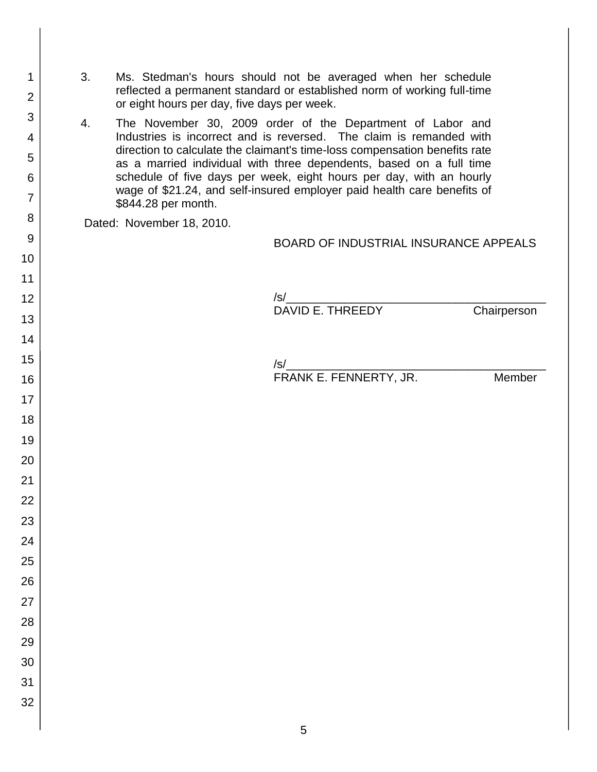3. Ms. Stedman's hours should not be averaged when her schedule reflected a permanent standard or established norm of working full-time or eight hours per day, five days per week.

4. The November 30, 2009 order of the Department of Labor and Industries is incorrect and is reversed. The claim is remanded with direction to calculate the claimant's time-loss compensation benefits rate as a married individual with three dependents, based on a full time schedule of five days per week, eight hours per day, with an hourly wage of $21.24, and self-insured employer paid health care benefits of $844.28 per month.

Dated: November 18, 2010.

BOARD OF INDUSTRIAL INSURANCE APPEALS

/s/________________________________________
DAVID E. THREEDY Chairperson

/s/________________________________________
FRANK E. FENNERTY, JR. Member